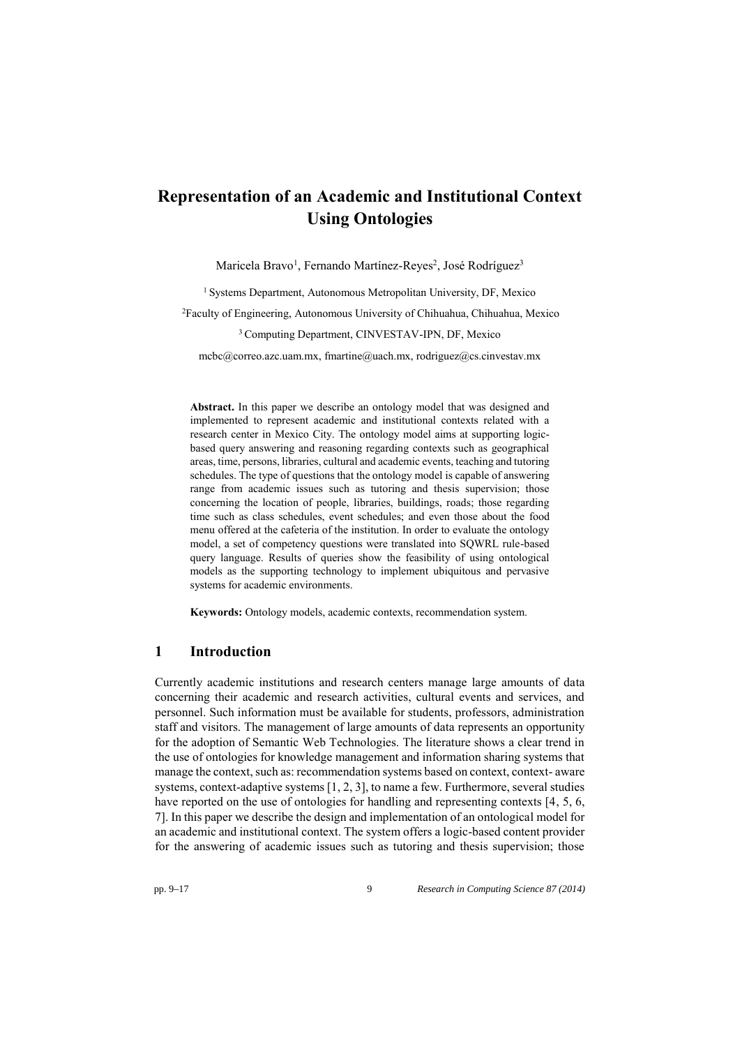// Representation of an Academic and Institutional Context Using Ontologies

Maricela Bravo[1], Fernando Martínez-Reyes[2], José Rodríguez[3]

[1] Systems Department, Autonomous Metropolitan University, DF, Mexico

[2] Faculty of Engineering, Autonomous University of Chihuahua, Chihuahua, Mexico

[3] Computing Department, CINVESTAV-IPN, DF, Mexico

mcbc@correo.azc.uam.mx, fmartine@uach.mx, rodriguez@cs.cinvestav.mx

**Abstract.** In this paper we describe an ontology model that was designed and implemented to represent academic and institutional contexts related with a research center in Mexico City. The ontology model aims at supporting logic-based query answering and reasoning regarding contexts such as geographical areas, time, persons, libraries, cultural and academic events, teaching and tutoring schedules. The type of questions that the ontology model is capable of answering range from academic issues such as tutoring and thesis supervision; those concerning the location of people, libraries, buildings, roads; those regarding time such as class schedules, event schedules; and even those about the food menu offered at the cafeteria of the institution. In order to evaluate the ontology model, a set of competency questions were translated into SQWRL rule-based query language. Results of queries show the feasibility of using ontological models as the supporting technology to implement ubiquitous and pervasive systems for academic environments.

**Keywords:** Ontology models, academic contexts, recommendation system.

## 1 Introduction

Currently academic institutions and research centers manage large amounts of data concerning their academic and research activities, cultural events and services, and personnel. Such information must be available for students, professors, administration staff and visitors. The management of large amounts of data represents an opportunity for the adoption of Semantic Web Technologies. The literature shows a clear trend in the use of ontologies for knowledge management and information sharing systems that manage the context, such as: recommendation systems based on context, context- aware systems, context-adaptive systems [1, 2, 3], to name a few. Furthermore, several studies have reported on the use of ontologies for handling and representing contexts [4, 5, 6, 7]. In this paper we describe the design and implementation of an ontological model for an academic and institutional context. The system offers a logic-based content provider for the answering of academic issues such as tutoring and thesis supervision; those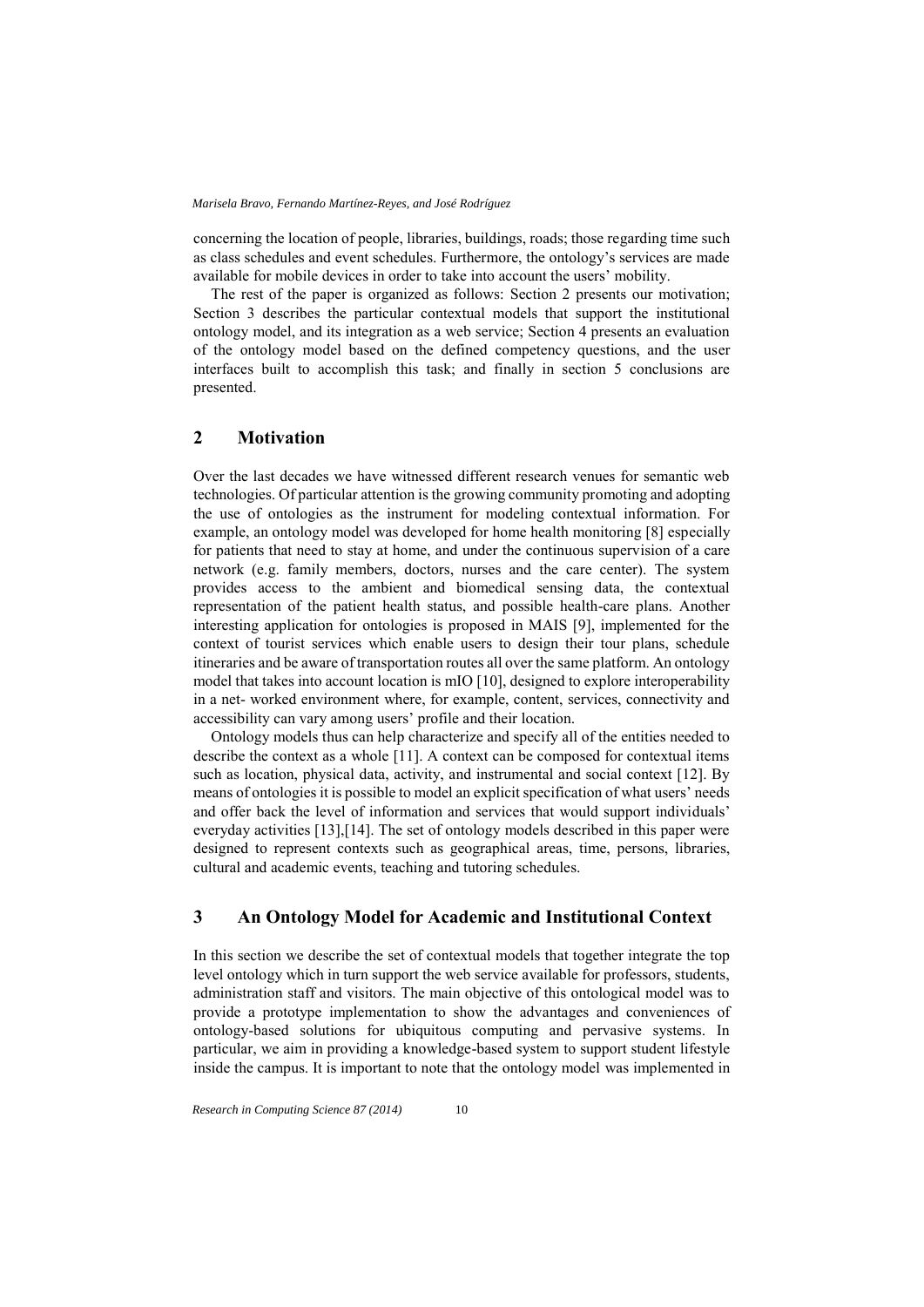concerning the location of people, libraries, buildings, roads; those regarding time such as class schedules and event schedules. Furthermore, the ontology's services are made available for mobile devices in order to take into account the users' mobility.

The rest of the paper is organized as follows: Section 2 presents our motivation; Section 3 describes the particular contextual models that support the institutional ontology model, and its integration as a web service; Section 4 presents an evaluation of the ontology model based on the defined competency questions, and the user interfaces built to accomplish this task; and finally in section 5 conclusions are presented.

## 2 Motivation

Over the last decades we have witnessed different research venues for semantic web technologies. Of particular attention is the growing community promoting and adopting the use of ontologies as the instrument for modeling contextual information. For example, an ontology model was developed for home health monitoring [8] especially for patients that need to stay at home, and under the continuous supervision of a care network (e.g. family members, doctors, nurses and the care center). The system provides access to the ambient and biomedical sensing data, the contextual representation of the patient health status, and possible health-care plans. Another interesting application for ontologies is proposed in MAIS [9], implemented for the context of tourist services which enable users to design their tour plans, schedule itineraries and be aware of transportation routes all over the same platform. An ontology model that takes into account location is mIO [10], designed to explore interoperability in a net- worked environment where, for example, content, services, connectivity and accessibility can vary among users' profile and their location.

Ontology models thus can help characterize and specify all of the entities needed to describe the context as a whole [11]. A context can be composed for contextual items such as location, physical data, activity, and instrumental and social context [12]. By means of ontologies it is possible to model an explicit specification of what users' needs and offer back the level of information and services that would support individuals' everyday activities [13],[14]. The set of ontology models described in this paper were designed to represent contexts such as geographical areas, time, persons, libraries, cultural and academic events, teaching and tutoring schedules.

## 3 An Ontology Model for Academic and Institutional Context

In this section we describe the set of contextual models that together integrate the top level ontology which in turn support the web service available for professors, students, administration staff and visitors. The main objective of this ontological model was to provide a prototype implementation to show the advantages and conveniences of ontology-based solutions for ubiquitous computing and pervasive systems. In particular, we aim in providing a knowledge-based system to support student lifestyle inside the campus. It is important to note that the ontology model was implemented in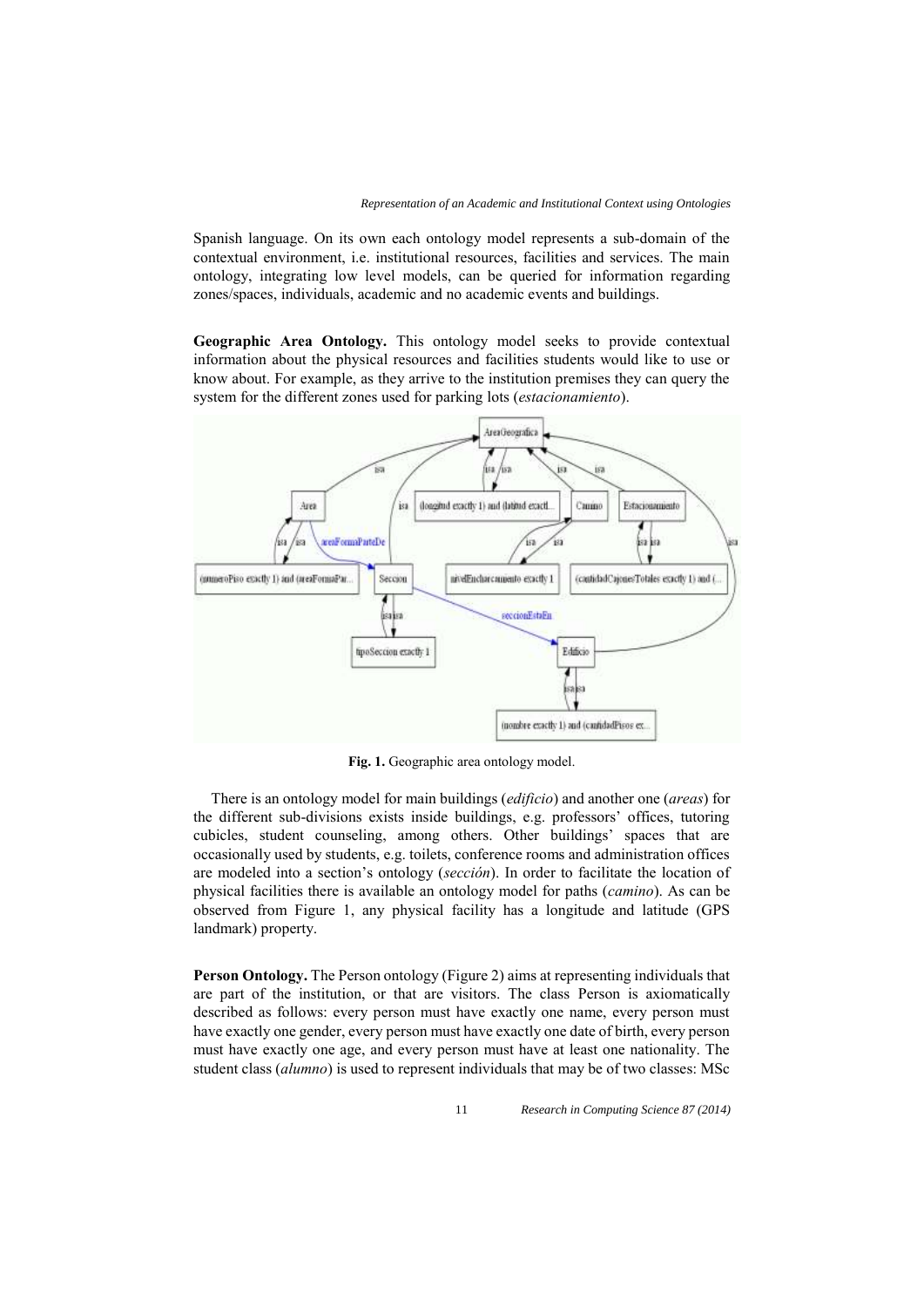Spanish language. On its own each ontology model represents a sub-domain of the contextual environment, i.e. institutional resources, facilities and services. The main ontology, integrating low level models, can be queried for information regarding zones/spaces, individuals, academic and no academic events and buildings.

**Geographic Area Ontology.** This ontology model seeks to provide contextual information about the physical resources and facilities students would like to use or know about. For example, as they arrive to the institution premises they can query the system for the different zones used for parking lots (*estacionamiento*).

**Fig. 1.** Geographic area ontology model.

There is an ontology model for main buildings (*edificio*) and another one (*areas*) for the different sub-divisions exists inside buildings, e.g. professors' offices, tutoring cubicles, student counseling, among others. Other buildings' spaces that are occasionally used by students, e.g. toilets, conference rooms and administration offices are modeled into a section's ontology (*sección*). In order to facilitate the location of physical facilities there is available an ontology model for paths (*camino*). As can be observed from Figure 1, any physical facility has a longitude and latitude (GPS landmark) property.

**Person Ontology.** The Person ontology (Figure 2) aims at representing individuals that are part of the institution, or that are visitors. The class Person is axiomatically described as follows: every person must have exactly one name, every person must have exactly one gender, every person must have exactly one date of birth, every person must have exactly one age, and every person must have at least one nationality. The student class (*alumno*) is used to represent individuals that may be of two classes: MSc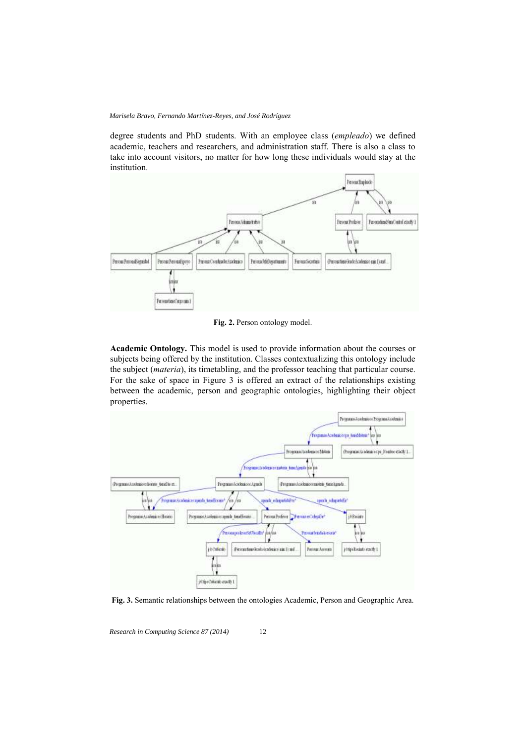degree students and PhD students. With an employee class (*empleado*) we defined academic, teachers and researchers, and administration staff. There is also a class to take into account visitors, no matter for how long these individuals would stay at the institution.

**Fig. 2.** Person ontology model.

**Academic Ontology.** This model is used to provide information about the courses or subjects being offered by the institution. Classes contextualizing this ontology include the subject (*materia*), its timetabling, and the professor teaching that particular course. For the sake of space in Figure 3 is offered an extract of the relationships existing between the academic, person and geographic ontologies, highlighting their object properties.

**Fig. 3.** Semantic relationships between the ontologies Academic, Person and Geographic Area.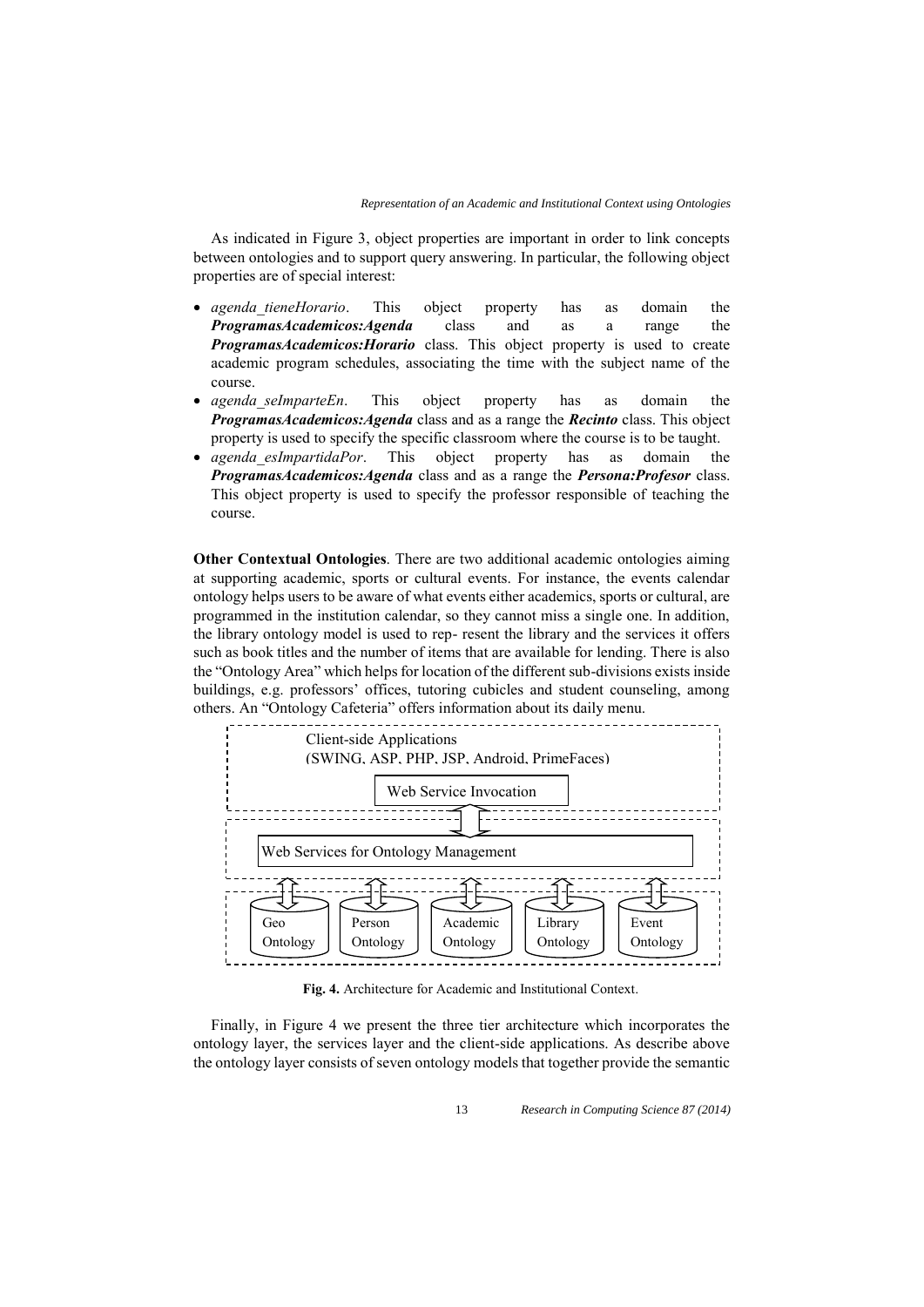As indicated in Figure 3, object properties are important in order to link concepts between ontologies and to support query answering. In particular, the following object properties are of special interest:

- *agenda_tieneHorario*. This object property has as domain the ***ProgramasAcademicos:Agenda*** class and as a range the ***ProgramasAcademicos:Horario*** class. This object property is used to create academic program schedules, associating the time with the subject name of the course.
- *agenda_seImparteEn*. This object property has as domain the ***ProgramasAcademicos:Agenda*** class and as a range the ***Recinto*** class. This object property is used to specify the specific classroom where the course is to be taught.
- *agenda_esImpartidaPor*. This object property has as domain the ***ProgramasAcademicos:Agenda*** class and as a range the ***Persona:Profesor*** class. This object property is used to specify the professor responsible of teaching the course.

**Other Contextual Ontologies**. There are two additional academic ontologies aiming at supporting academic, sports or cultural events. For instance, the events calendar ontology helps users to be aware of what events either academics, sports or cultural, are programmed in the institution calendar, so they cannot miss a single one. In addition, the library ontology model is used to rep- resent the library and the services it offers such as book titles and the number of items that are available for lending. There is also the "Ontology Area" which helps for location of the different sub-divisions exists inside buildings, e.g. professors' offices, tutoring cubicles and student counseling, among others. An "Ontology Cafeteria" offers information about its daily menu.

Client-side Applications
(SWING, ASP, PHP, JSP, Android, PrimeFaces)

Web Service Invocation

Web Services for Ontology Management

Geo Ontology | Person Ontology | Academic Ontology | Library Ontology | Event Ontology

**Fig. 4.** Architecture for Academic and Institutional Context.

Finally, in Figure 4 we present the three tier architecture which incorporates the ontology layer, the services layer and the client-side applications. As describe above the ontology layer consists of seven ontology models that together provide the semantic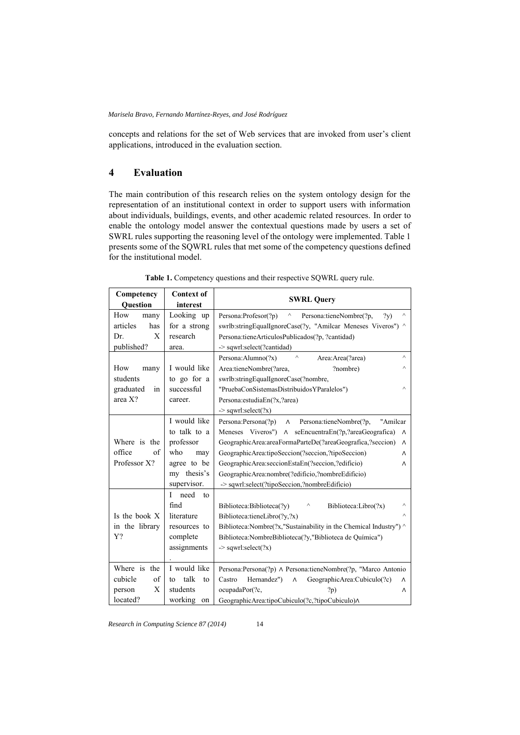concepts and relations for the set of Web services that are invoked from user's client applications, introduced in the evaluation section.

## 4 Evaluation

The main contribution of this research relies on the system ontology design for the representation of an institutional context in order to support users with information about individuals, buildings, events, and other academic related resources. In order to enable the ontology model answer the contextual questions made by users a set of SWRL rules supporting the reasoning level of the ontology were implemented. Table 1 presents some of the SQWRL rules that met some of the competency questions defined for the institutional model.

**Table 1.** Competency questions and their respective SQWRL query rule.

| Competency Question | Context of interest | SWRL Query |
|---|---|---|
| How many articles has Dr. X published? | Looking up for a strong research area. | Persona:Profesor(?p) ^ Persona:tieneNombre(?p, ?y) ^ swrlb:stringEqualIgnoreCase(?y, "Amilcar Meneses Viveros") ^ Persona:tieneArticulosPublicados(?p, ?cantidad) -> sqwrl:select(?cantidad) |
| How many students graduated in area X? | I would like to go for a successful career. | Persona:Alumno(?x) ^ Area:Area(?area) ^ Area:tieneNombre(?area, ?nombre) ^ swrlb:stringEqualIgnoreCase(?nombre, "PruebaConSistemasDistribuidosYParalelos") ^ Persona:estudiaEn(?x,?area) -> sqwrl:select(?x) |
| Where is the office of Professor X? | I would like to talk to a professor who may agree to be my thesis's supervisor. | Persona:Persona(?p) ∧ Persona:tieneNombre(?p, "Amilcar Meneses Viveros") ∧ seEncuentraEn(?p,?areaGeografica) ∧ GeographicArea:areaFormaParteDe(?areaGeografica,?seccion) ∧ GeographicArea:tipoSeccion(?seccion,?tipoSeccion) ∧ GeographicArea:seccionEstaEn(?seccion,?edificio) ∧ GeographicArea:nombre(?edificio,?nombreEdificio) -> sqwrl:select(?tipoSeccion,?nombreEdificio) |
| Is the book X in the library Y? | I need to find literature resources to complete assignments. | Biblioteca:Biblioteca(?y) ^ Biblioteca:Libro(?x) ^ Biblioteca:tieneLibro(?y,?x) ^ Biblioteca:Nombre(?x,"Sustainability in the Chemical Industry") ^ Biblioteca:NombreBiblioteca(?y,"Biblioteca de Química") -> sqwrl:select(?x) |
| Where is the cubicle of person X located? | I would like to talk to students working on | Persona:Persona(?p) ∧ Persona:tieneNombre(?p, "Marco Antonio Castro Hernandez") ∧ GeographicArea:Cubiculo(?c) ∧ ocupadaPor(?c, ?p) ∧ GeographicArea:tipoCubiculo(?c,?tipoCubiculo)∧ |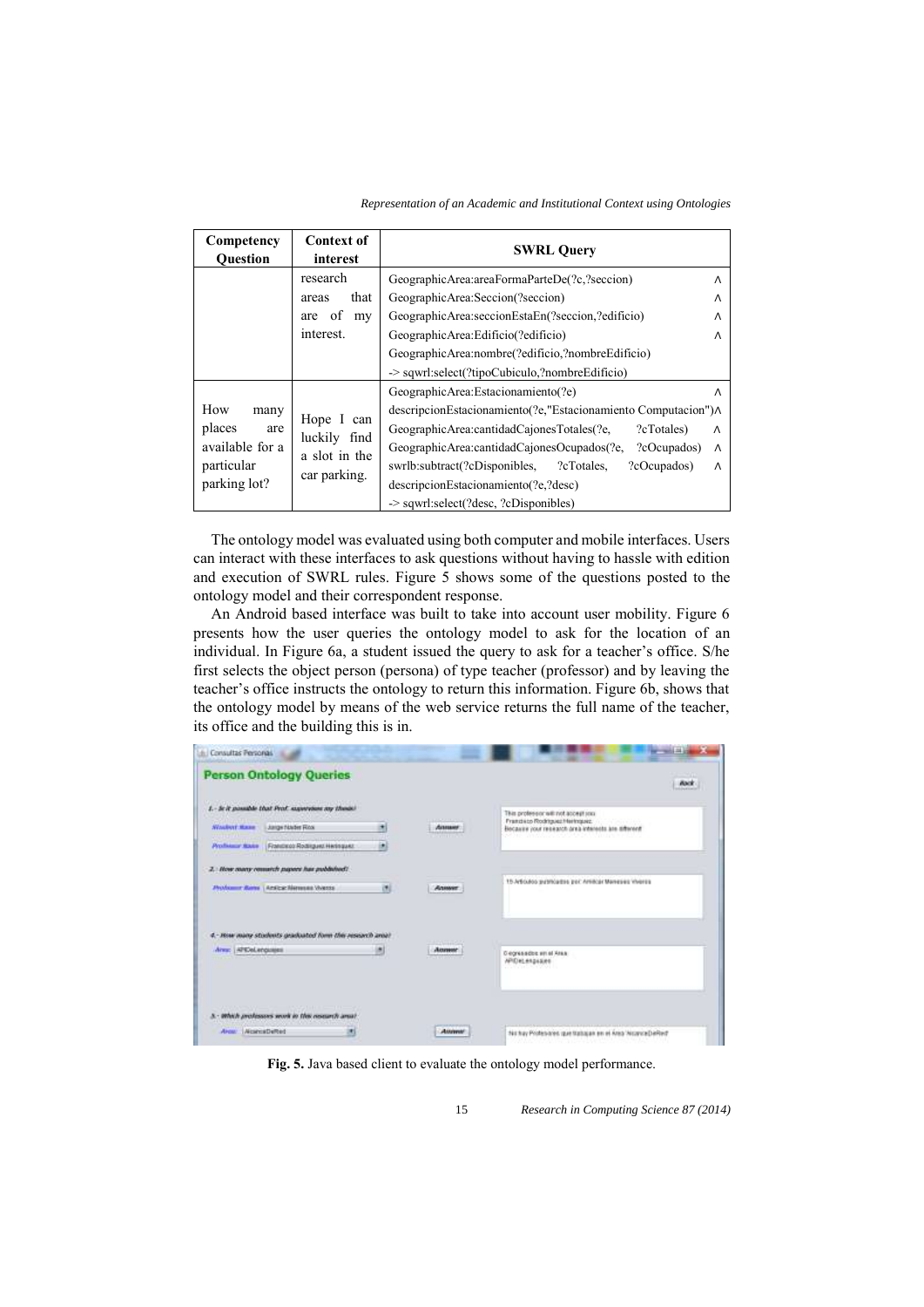| Competency Question | Context of interest | SWRL Query |
| --- | --- | --- |
| | research areas that are of my interest. | GeographicArea:areaFormaParteDe(?c,?seccion) ∧ GeographicArea:Seccion(?seccion) ∧ GeographicArea:seccionEstaEn(?seccion,?edificio) ∧ GeographicArea:Edificio(?edificio) ∧ GeographicArea:nombre(?edificio,?nombreEdificio) -> sqwrl:select(?tipoCubiculo,?nombreEdificio) |
| How many places are available for a particular parking lot? | Hope I can luckily find a slot in the car parking. | GeographicArea:Estacionamiento(?e) ∧ descripcionEstacionamiento(?e,"Estacionamiento Computacion")∧ GeographicArea:cantidadCajonesTotales(?e, ?cTotales) ∧ GeographicArea:cantidadCajonesOcupados(?e, ?cOcupados) ∧ swrlb:subtract(?cDisponibles, ?cTotales, ?cOcupados) ∧ descripcionEstacionamiento(?e,?desc) -> sqwrl:select(?desc, ?cDisponibles) |

The ontology model was evaluated using both computer and mobile interfaces. Users can interact with these interfaces to ask questions without having to hassle with edition and execution of SWRL rules. Figure 5 shows some of the questions posted to the ontology model and their correspondent response.

An Android based interface was built to take into account user mobility. Figure 6 presents how the user queries the ontology model to ask for the location of an individual. In Figure 6a, a student issued the query to ask for a teacher's office. S/he first selects the object person (persona) of type teacher (professor) and by leaving the teacher's office instructs the ontology to return this information. Figure 6b, shows that the ontology model by means of the web service returns the full name of the teacher, its office and the building this is in.

**Fig. 5.** Java based client to evaluate the ontology model performance.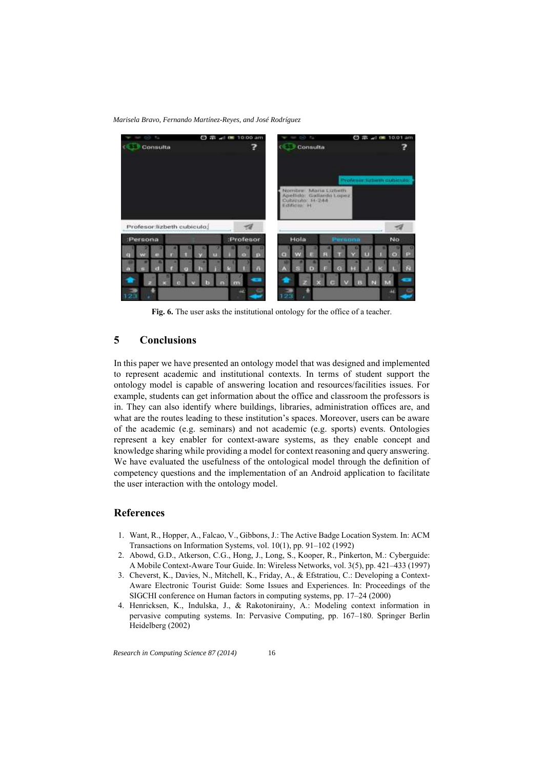**Fig. 6.** The user asks the institutional ontology for the office of a teacher.

## 5 Conclusions

In this paper we have presented an ontology model that was designed and implemented to represent academic and institutional contexts. In terms of student support the ontology model is capable of answering location and resources/facilities issues. For example, students can get information about the office and classroom the professors is in. They can also identify where buildings, libraries, administration offices are, and what are the routes leading to these institution's spaces. Moreover, users can be aware of the academic (e.g. seminars) and not academic (e.g. sports) events. Ontologies represent a key enabler for context-aware systems, as they enable concept and knowledge sharing while providing a model for context reasoning and query answering. We have evaluated the usefulness of the ontological model through the definition of competency questions and the implementation of an Android application to facilitate the user interaction with the ontology model.

## References

1. Want, R., Hopper, A., Falcao, V., Gibbons, J.: The Active Badge Location System. In: ACM Transactions on Information Systems, vol. 10(1), pp. 91–102 (1992)
2. Abowd, G.D., Atkerson, C.G., Hong, J., Long, S., Kooper, R., Pinkerton, M.: Cyberguide: A Mobile Context-Aware Tour Guide. In: Wireless Networks, vol. 3(5), pp. 421–433 (1997)
3. Cheverst, K., Davies, N., Mitchell, K., Friday, A., & Efstratiou, C.: Developing a Context-Aware Electronic Tourist Guide: Some Issues and Experiences. In: Proceedings of the SIGCHI conference on Human factors in computing systems, pp. 17–24 (2000)
4. Henricksen, K., Indulska, J., & Rakotonirainy, A.: Modeling context information in pervasive computing systems. In: Pervasive Computing, pp. 167–180. Springer Berlin Heidelberg (2002)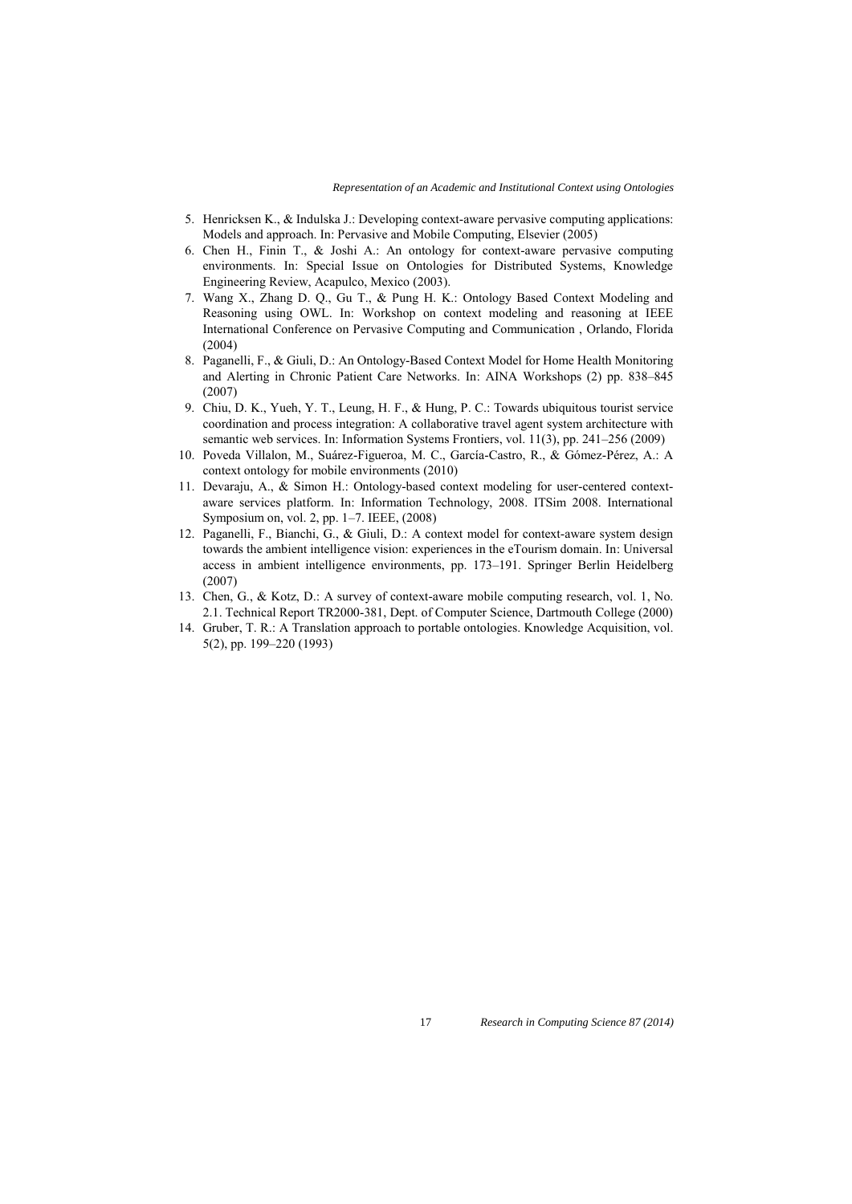5. Henricksen K., & Indulska J.: Developing context-aware pervasive computing applications: Models and approach. In: Pervasive and Mobile Computing, Elsevier (2005)
6. Chen H., Finin T., & Joshi A.: An ontology for context-aware pervasive computing environments. In: Special Issue on Ontologies for Distributed Systems, Knowledge Engineering Review, Acapulco, Mexico (2003).
7. Wang X., Zhang D. Q., Gu T., & Pung H. K.: Ontology Based Context Modeling and Reasoning using OWL. In: Workshop on context modeling and reasoning at IEEE International Conference on Pervasive Computing and Communication , Orlando, Florida (2004)
8. Paganelli, F., & Giuli, D.: An Ontology-Based Context Model for Home Health Monitoring and Alerting in Chronic Patient Care Networks. In: AINA Workshops (2) pp. 838–845 (2007)
9. Chiu, D. K., Yueh, Y. T., Leung, H. F., & Hung, P. C.: Towards ubiquitous tourist service coordination and process integration: A collaborative travel agent system architecture with semantic web services. In: Information Systems Frontiers, vol. 11(3), pp. 241–256 (2009)
10. Poveda Villalon, M., Suárez-Figueroa, M. C., García-Castro, R., & Gómez-Pérez, A.: A context ontology for mobile environments (2010)
11. Devaraju, A., & Simon H.: Ontology-based context modeling for user-centered context-aware services platform. In: Information Technology, 2008. ITSim 2008. International Symposium on, vol. 2, pp. 1–7. IEEE, (2008)
12. Paganelli, F., Bianchi, G., & Giuli, D.: A context model for context-aware system design towards the ambient intelligence vision: experiences in the eTourism domain. In: Universal access in ambient intelligence environments, pp. 173–191. Springer Berlin Heidelberg (2007)
13. Chen, G., & Kotz, D.: A survey of context-aware mobile computing research, vol. 1, No. 2.1. Technical Report TR2000-381, Dept. of Computer Science, Dartmouth College (2000)
14. Gruber, T. R.: A Translation approach to portable ontologies. Knowledge Acquisition, vol. 5(2), pp. 199–220 (1993)